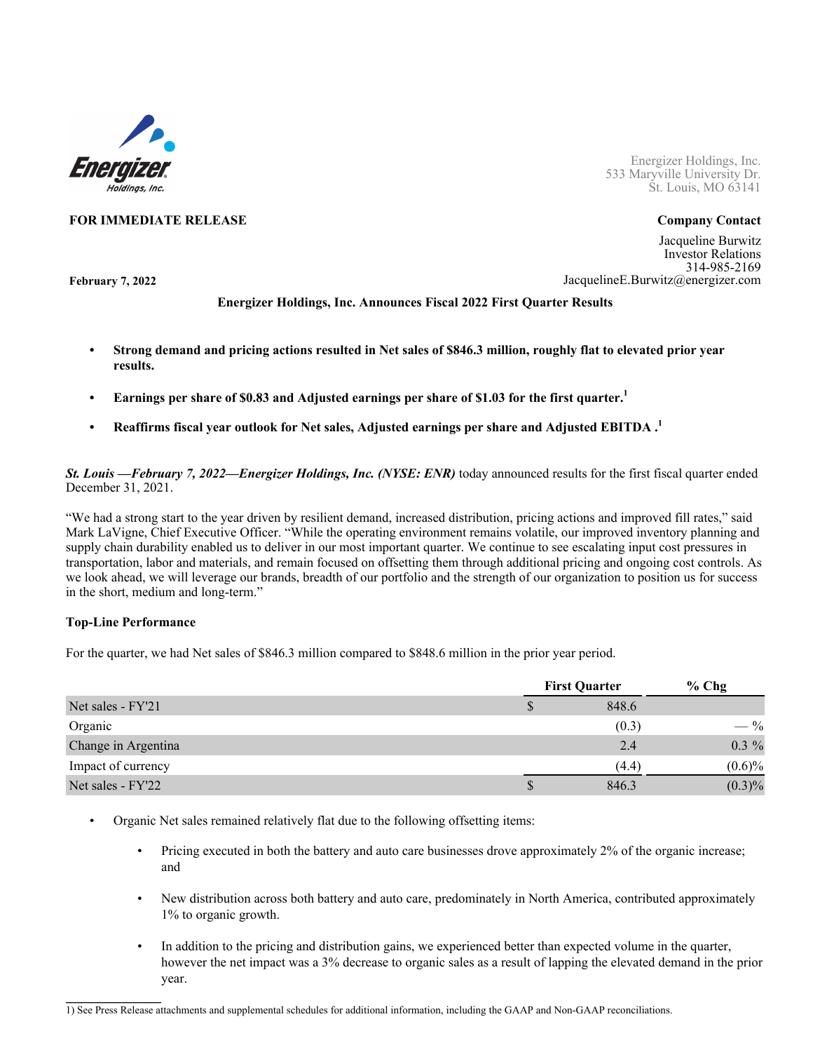Energizer Holdings, Inc.
533 Maryville University Dr.
St. Louis, MO 63141

**FOR IMMEDIATE RELEASE**

**Company Contact**

Jacqueline Burwitz
Investor Relations
314-985-2169
JacquelineE.Burwitz@energizer.com

**February 7, 2022**

**Energizer Holdings, Inc. Announces Fiscal 2022 First Quarter Results**

- **Strong demand and pricing actions resulted in Net sales of $846.3 million, roughly flat to elevated prior year results.**
- **Earnings per share of $0.83 and Adjusted earnings per share of $1.03 for the first quarter.[1]**
- **Reaffirms fiscal year outlook for Net sales, Adjusted earnings per share and Adjusted EBITDA .[1]**

***St. Louis —February 7, 2022—Energizer Holdings, Inc. (NYSE: ENR)*** today announced results for the first fiscal quarter ended December 31, 2021.

"We had a strong start to the year driven by resilient demand, increased distribution, pricing actions and improved fill rates," said Mark LaVigne, Chief Executive Officer. "While the operating environment remains volatile, our improved inventory planning and supply chain durability enabled us to deliver in our most important quarter. We continue to see escalating input cost pressures in transportation, labor and materials, and remain focused on offsetting them through additional pricing and ongoing cost controls. As we look ahead, we will leverage our brands, breadth of our portfolio and the strength of our organization to position us for success in the short, medium and long-term."

**Top-Line Performance**

For the quarter, we had Net sales of $846.3 million compared to $848.6 million in the prior year period.

| | First Quarter | % Chg |
|---|---|---|
| Net sales - FY'21 | $ 848.6 | |
| Organic | (0.3) | — % |
| Change in Argentina | 2.4 | 0.3 % |
| Impact of currency | (4.4) | (0.6)% |
| Net sales - FY'22 | $ 846.3 | (0.3)% |

- Organic Net sales remained relatively flat due to the following offsetting items:
  - Pricing executed in both the battery and auto care businesses drove approximately 2% of the organic increase; and
  - New distribution across both battery and auto care, predominately in North America, contributed approximately 1% to organic growth.
  - In addition to the pricing and distribution gains, we experienced better than expected volume in the quarter, however the net impact was a 3% decrease to organic sales as a result of lapping the elevated demand in the prior year.

1) See Press Release attachments and supplemental schedules for additional information, including the GAAP and Non-GAAP reconciliations.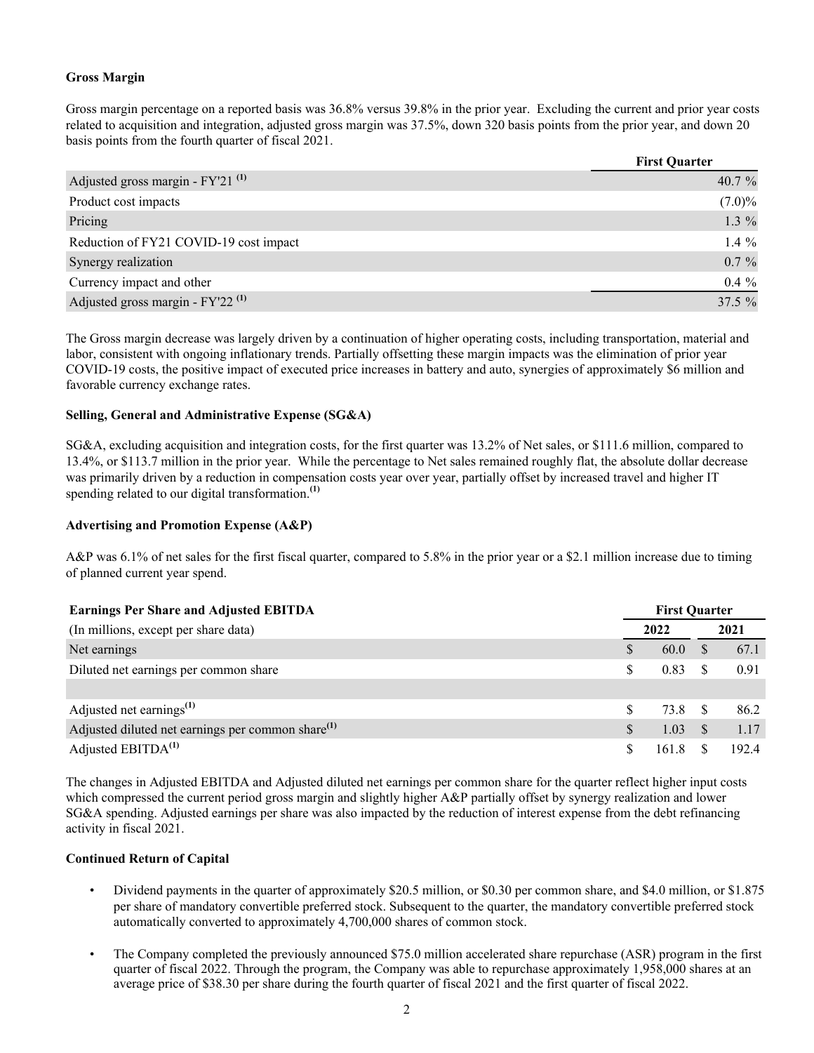**Gross Margin**

Gross margin percentage on a reported basis was 36.8% versus 39.8% in the prior year. Excluding the current and prior year costs related to acquisition and integration, adjusted gross margin was 37.5%, down 320 basis points from the prior year, and down 20 basis points from the fourth quarter of fiscal 2021.

| | First Quarter |
|---|---|
| Adjusted gross margin - FY'21 [(1)] | 40.7 % |
| Product cost impacts | (7.0)% |
| Pricing | 1.3 % |
| Reduction of FY21 COVID-19 cost impact | 1.4 % |
| Synergy realization | 0.7 % |
| Currency impact and other | 0.4 % |
| Adjusted gross margin - FY'22 [(1)] | 37.5 % |

The Gross margin decrease was largely driven by a continuation of higher operating costs, including transportation, material and labor, consistent with ongoing inflationary trends. Partially offsetting these margin impacts was the elimination of prior year COVID-19 costs, the positive impact of executed price increases in battery and auto, synergies of approximately $6 million and favorable currency exchange rates.

**Selling, General and Administrative Expense (SG&A)**

SG&A, excluding acquisition and integration costs, for the first quarter was 13.2% of Net sales, or $111.6 million, compared to 13.4%, or $113.7 million in the prior year. While the percentage to Net sales remained roughly flat, the absolute dollar decrease was primarily driven by a reduction in compensation costs year over year, partially offset by increased travel and higher IT spending related to our digital transformation.[(1)]

**Advertising and Promotion Expense (A&P)**

A&P was 6.1% of net sales for the first fiscal quarter, compared to 5.8% in the prior year or a $2.1 million increase due to timing of planned current year spend.

| Earnings Per Share and Adjusted EBITDA | First Quarter | |
|---|---|---|
| (In millions, except per share data) | 2022 | 2021 |
| Net earnings | $ 60.0 | $ 67.1 |
| Diluted net earnings per common share | $ 0.83 | $ 0.91 |
| | | |
| Adjusted net earnings[(1)] | $ 73.8 | $ 86.2 |
| Adjusted diluted net earnings per common share[(1)] | $ 1.03 | $ 1.17 |
| Adjusted EBITDA[(1)] | $ 161.8 | $ 192.4 |

The changes in Adjusted EBITDA and Adjusted diluted net earnings per common share for the quarter reflect higher input costs which compressed the current period gross margin and slightly higher A&P partially offset by synergy realization and lower SG&A spending. Adjusted earnings per share was also impacted by the reduction of interest expense from the debt refinancing activity in fiscal 2021.

**Continued Return of Capital**

- Dividend payments in the quarter of approximately $20.5 million, or $0.30 per common share, and $4.0 million, or $1.875 per share of mandatory convertible preferred stock. Subsequent to the quarter, the mandatory convertible preferred stock automatically converted to approximately 4,700,000 shares of common stock.

- The Company completed the previously announced $75.0 million accelerated share repurchase (ASR) program in the first quarter of fiscal 2022. Through the program, the Company was able to repurchase approximately 1,958,000 shares at an average price of $38.30 per share during the fourth quarter of fiscal 2021 and the first quarter of fiscal 2022.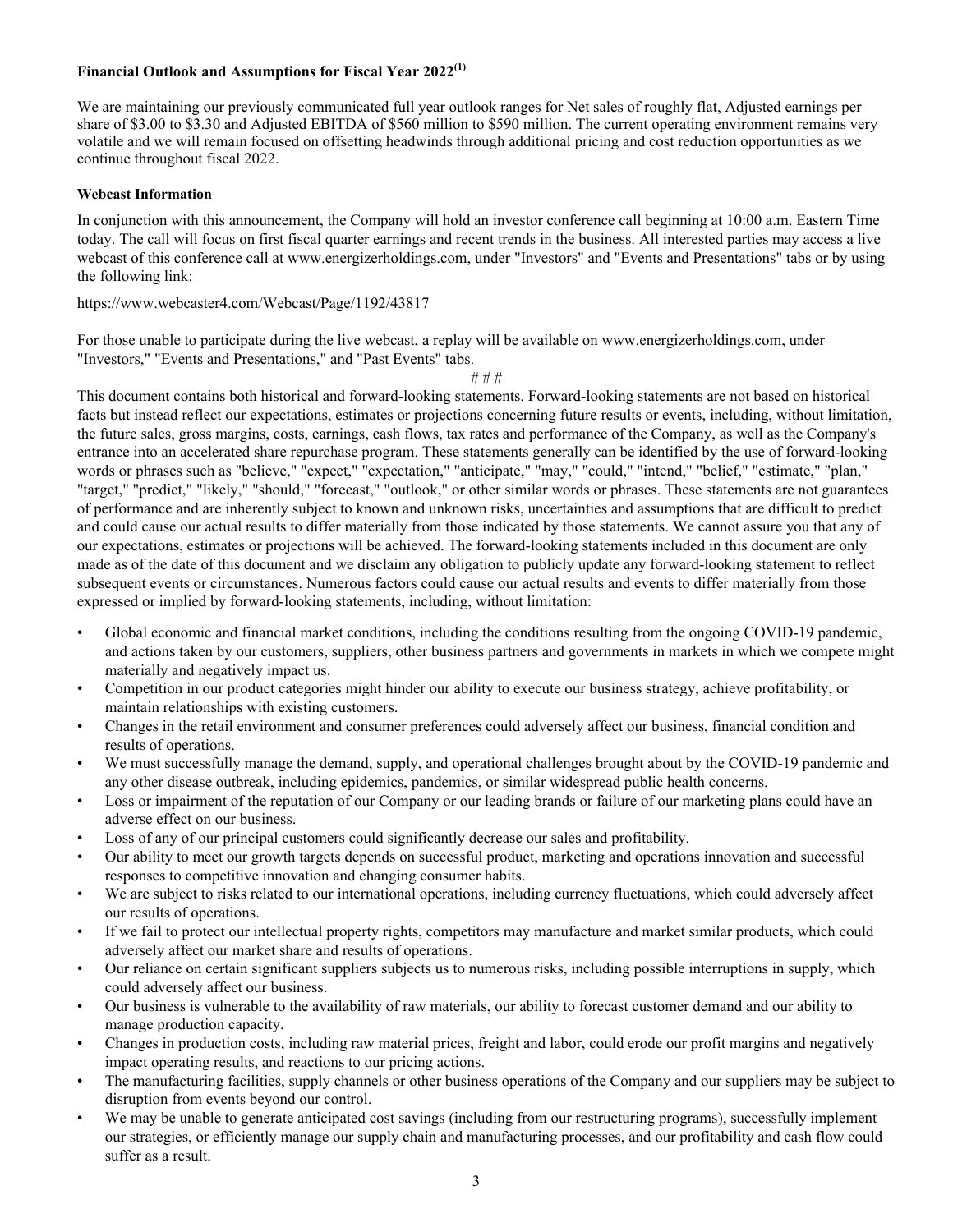**Financial Outlook and Assumptions for Fiscal Year 2022[(1)]**

We are maintaining our previously communicated full year outlook ranges for Net sales of roughly flat, Adjusted earnings per share of $3.00 to $3.30 and Adjusted EBITDA of $560 million to $590 million. The current operating environment remains very volatile and we will remain focused on offsetting headwinds through additional pricing and cost reduction opportunities as we continue throughout fiscal 2022.

**Webcast Information**

In conjunction with this announcement, the Company will hold an investor conference call beginning at 10:00 a.m. Eastern Time today. The call will focus on first fiscal quarter earnings and recent trends in the business. All interested parties may access a live webcast of this conference call at www.energizerholdings.com, under "Investors" and "Events and Presentations" tabs or by using the following link:

https://www.webcaster4.com/Webcast/Page/1192/43817

For those unable to participate during the live webcast, a replay will be available on www.energizerholdings.com, under "Investors," "Events and Presentations," and "Past Events" tabs.

# # #

This document contains both historical and forward-looking statements. Forward-looking statements are not based on historical facts but instead reflect our expectations, estimates or projections concerning future results or events, including, without limitation, the future sales, gross margins, costs, earnings, cash flows, tax rates and performance of the Company, as well as the Company's entrance into an accelerated share repurchase program. These statements generally can be identified by the use of forward-looking words or phrases such as "believe," "expect," "expectation," "anticipate," "may," "could," "intend," "belief," "estimate," "plan," "target," "predict," "likely," "should," "forecast," "outlook," or other similar words or phrases. These statements are not guarantees of performance and are inherently subject to known and unknown risks, uncertainties and assumptions that are difficult to predict and could cause our actual results to differ materially from those indicated by those statements. We cannot assure you that any of our expectations, estimates or projections will be achieved. The forward-looking statements included in this document are only made as of the date of this document and we disclaim any obligation to publicly update any forward-looking statement to reflect subsequent events or circumstances. Numerous factors could cause our actual results and events to differ materially from those expressed or implied by forward-looking statements, including, without limitation:

- Global economic and financial market conditions, including the conditions resulting from the ongoing COVID-19 pandemic, and actions taken by our customers, suppliers, other business partners and governments in markets in which we compete might materially and negatively impact us.
- Competition in our product categories might hinder our ability to execute our business strategy, achieve profitability, or maintain relationships with existing customers.
- Changes in the retail environment and consumer preferences could adversely affect our business, financial condition and results of operations.
- We must successfully manage the demand, supply, and operational challenges brought about by the COVID-19 pandemic and any other disease outbreak, including epidemics, pandemics, or similar widespread public health concerns.
- Loss or impairment of the reputation of our Company or our leading brands or failure of our marketing plans could have an adverse effect on our business.
- Loss of any of our principal customers could significantly decrease our sales and profitability.
- Our ability to meet our growth targets depends on successful product, marketing and operations innovation and successful responses to competitive innovation and changing consumer habits.
- We are subject to risks related to our international operations, including currency fluctuations, which could adversely affect our results of operations.
- If we fail to protect our intellectual property rights, competitors may manufacture and market similar products, which could adversely affect our market share and results of operations.
- Our reliance on certain significant suppliers subjects us to numerous risks, including possible interruptions in supply, which could adversely affect our business.
- Our business is vulnerable to the availability of raw materials, our ability to forecast customer demand and our ability to manage production capacity.
- Changes in production costs, including raw material prices, freight and labor, could erode our profit margins and negatively impact operating results, and reactions to our pricing actions.
- The manufacturing facilities, supply channels or other business operations of the Company and our suppliers may be subject to disruption from events beyond our control.
- We may be unable to generate anticipated cost savings (including from our restructuring programs), successfully implement our strategies, or efficiently manage our supply chain and manufacturing processes, and our profitability and cash flow could suffer as a result.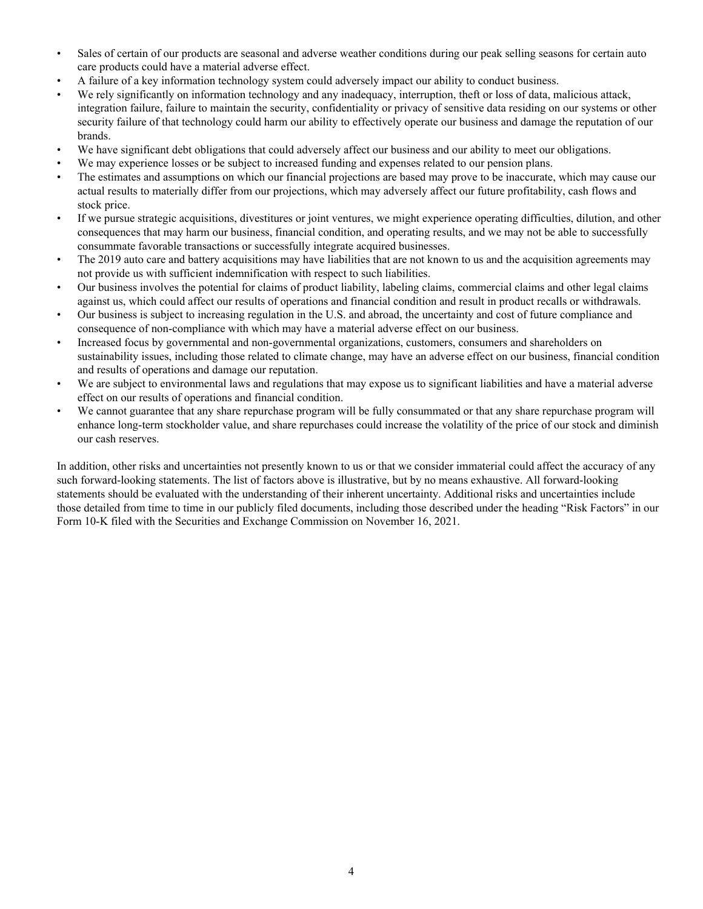- Sales of certain of our products are seasonal and adverse weather conditions during our peak selling seasons for certain auto care products could have a material adverse effect.
- A failure of a key information technology system could adversely impact our ability to conduct business.
- We rely significantly on information technology and any inadequacy, interruption, theft or loss of data, malicious attack, integration failure, failure to maintain the security, confidentiality or privacy of sensitive data residing on our systems or other security failure of that technology could harm our ability to effectively operate our business and damage the reputation of our brands.
- We have significant debt obligations that could adversely affect our business and our ability to meet our obligations.
- We may experience losses or be subject to increased funding and expenses related to our pension plans.
- The estimates and assumptions on which our financial projections are based may prove to be inaccurate, which may cause our actual results to materially differ from our projections, which may adversely affect our future profitability, cash flows and stock price.
- If we pursue strategic acquisitions, divestitures or joint ventures, we might experience operating difficulties, dilution, and other consequences that may harm our business, financial condition, and operating results, and we may not be able to successfully consummate favorable transactions or successfully integrate acquired businesses.
- The 2019 auto care and battery acquisitions may have liabilities that are not known to us and the acquisition agreements may not provide us with sufficient indemnification with respect to such liabilities.
- Our business involves the potential for claims of product liability, labeling claims, commercial claims and other legal claims against us, which could affect our results of operations and financial condition and result in product recalls or withdrawals.
- Our business is subject to increasing regulation in the U.S. and abroad, the uncertainty and cost of future compliance and consequence of non-compliance with which may have a material adverse effect on our business.
- Increased focus by governmental and non-governmental organizations, customers, consumers and shareholders on sustainability issues, including those related to climate change, may have an adverse effect on our business, financial condition and results of operations and damage our reputation.
- We are subject to environmental laws and regulations that may expose us to significant liabilities and have a material adverse effect on our results of operations and financial condition.
- We cannot guarantee that any share repurchase program will be fully consummated or that any share repurchase program will enhance long-term stockholder value, and share repurchases could increase the volatility of the price of our stock and diminish our cash reserves.

In addition, other risks and uncertainties not presently known to us or that we consider immaterial could affect the accuracy of any such forward-looking statements. The list of factors above is illustrative, but by no means exhaustive. All forward-looking statements should be evaluated with the understanding of their inherent uncertainty. Additional risks and uncertainties include those detailed from time to time in our publicly filed documents, including those described under the heading "Risk Factors" in our Form 10-K filed with the Securities and Exchange Commission on November 16, 2021.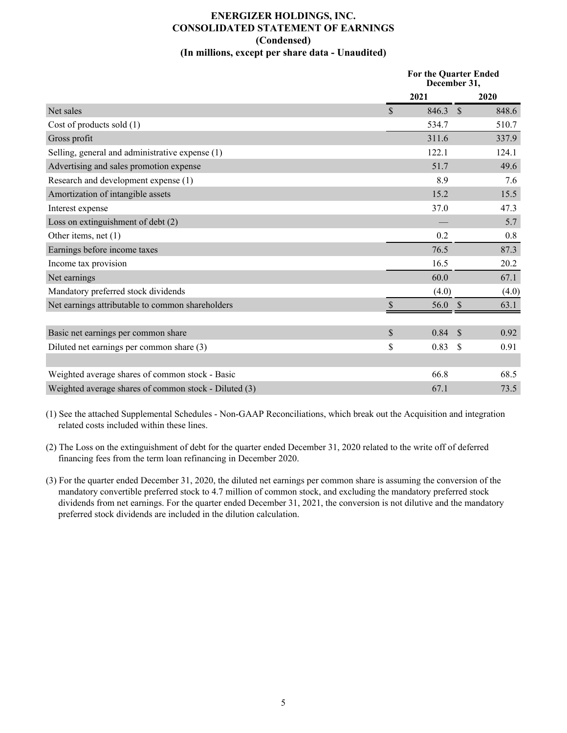# ENERGIZER HOLDINGS, INC.
## CONSOLIDATED STATEMENT OF EARNINGS
### (Condensed)
### (In millions, except per share data - Unaudited)

| | For the Quarter Ended December 31, | |
|---|---|---|
| | 2021 | 2020 |
| Net sales | $ 846.3 | $ 848.6 |
| Cost of products sold (1) | 534.7 | 510.7 |
| Gross profit | 311.6 | 337.9 |
| Selling, general and administrative expense (1) | 122.1 | 124.1 |
| Advertising and sales promotion expense | 51.7 | 49.6 |
| Research and development expense (1) | 8.9 | 7.6 |
| Amortization of intangible assets | 15.2 | 15.5 |
| Interest expense | 37.0 | 47.3 |
| Loss on extinguishment of debt (2) | — | 5.7 |
| Other items, net (1) | 0.2 | 0.8 |
| Earnings before income taxes | 76.5 | 87.3 |
| Income tax provision | 16.5 | 20.2 |
| Net earnings | 60.0 | 67.1 |
| Mandatory preferred stock dividends | (4.0) | (4.0) |
| Net earnings attributable to common shareholders | $ 56.0 | $ 63.1 |
| | | |
| Basic net earnings per common share | $ 0.84 | $ 0.92 |
| Diluted net earnings per common share (3) | $ 0.83 | $ 0.91 |
| | | |
| Weighted average shares of common stock - Basic | 66.8 | 68.5 |
| Weighted average shares of common stock - Diluted (3) | 67.1 | 73.5 |

(1) See the attached Supplemental Schedules - Non-GAAP Reconciliations, which break out the Acquisition and integration related costs included within these lines.

(2) The Loss on the extinguishment of debt for the quarter ended December 31, 2020 related to the write off of deferred financing fees from the term loan refinancing in December 2020.

(3) For the quarter ended December 31, 2020, the diluted net earnings per common share is assuming the conversion of the mandatory convertible preferred stock to 4.7 million of common stock, and excluding the mandatory preferred stock dividends from net earnings. For the quarter ended December 31, 2021, the conversion is not dilutive and the mandatory preferred stock dividends are included in the dilution calculation.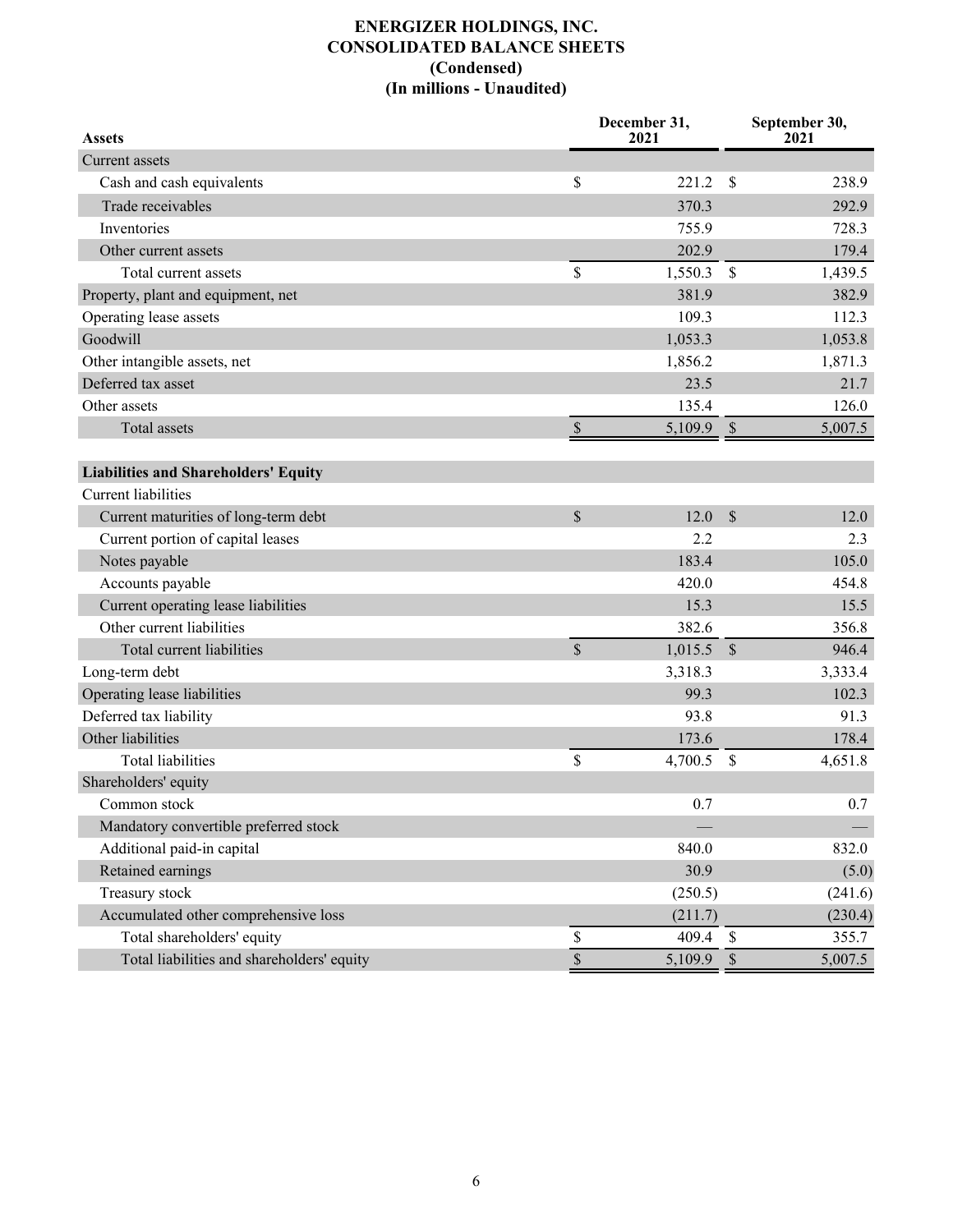# ENERGIZER HOLDINGS, INC.
## CONSOLIDATED BALANCE SHEETS
### (Condensed)
### (In millions - Unaudited)

| Assets | December 31, 2021 | September 30, 2021 |
|---|---|---|
| Current assets | | |
| Cash and cash equivalents | $ 221.2 | $ 238.9 |
| Trade receivables | 370.3 | 292.9 |
| Inventories | 755.9 | 728.3 |
| Other current assets | 202.9 | 179.4 |
| Total current assets | $ 1,550.3 | $ 1,439.5 |
| Property, plant and equipment, net | 381.9 | 382.9 |
| Operating lease assets | 109.3 | 112.3 |
| Goodwill | 1,053.3 | 1,053.8 |
| Other intangible assets, net | 1,856.2 | 1,871.3 |
| Deferred tax asset | 23.5 | 21.7 |
| Other assets | 135.4 | 126.0 |
| Total assets | $ 5,109.9 | $ 5,007.5 |
| | | |
| **Liabilities and Shareholders' Equity** | | |
| Current liabilities | | |
| Current maturities of long-term debt | $ 12.0 | $ 12.0 |
| Current portion of capital leases | 2.2 | 2.3 |
| Notes payable | 183.4 | 105.0 |
| Accounts payable | 420.0 | 454.8 |
| Current operating lease liabilities | 15.3 | 15.5 |
| Other current liabilities | 382.6 | 356.8 |
| Total current liabilities | $ 1,015.5 | $ 946.4 |
| Long-term debt | 3,318.3 | 3,333.4 |
| Operating lease liabilities | 99.3 | 102.3 |
| Deferred tax liability | 93.8 | 91.3 |
| Other liabilities | 173.6 | 178.4 |
| Total liabilities | $ 4,700.5 | $ 4,651.8 |
| Shareholders' equity | | |
| Common stock | 0.7 | 0.7 |
| Mandatory convertible preferred stock | — | — |
| Additional paid-in capital | 840.0 | 832.0 |
| Retained earnings | 30.9 | (5.0) |
| Treasury stock | (250.5) | (241.6) |
| Accumulated other comprehensive loss | (211.7) | (230.4) |
| Total shareholders' equity | $ 409.4 | $ 355.7 |
| Total liabilities and shareholders' equity | $ 5,109.9 | $ 5,007.5 |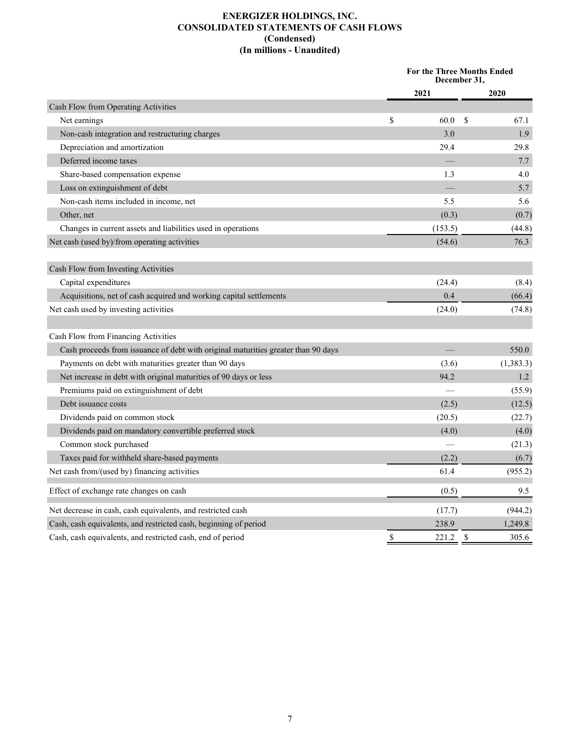# ENERGIZER HOLDINGS, INC.
## CONSOLIDATED STATEMENTS OF CASH FLOWS
### (Condensed)
### (In millions - Unaudited)

| | For the Three Months Ended December 31, | |
|---|---|---|
| | 2021 | 2020 |
| **Cash Flow from Operating Activities** | | |
| Net earnings | $ 60.0 | $ 67.1 |
| Non-cash integration and restructuring charges | 3.0 | 1.9 |
| Depreciation and amortization | 29.4 | 29.8 |
| Deferred income taxes | — | 7.7 |
| Share-based compensation expense | 1.3 | 4.0 |
| Loss on extinguishment of debt | — | 5.7 |
| Non-cash items included in income, net | 5.5 | 5.6 |
| Other, net | (0.3) | (0.7) |
| Changes in current assets and liabilities used in operations | (153.5) | (44.8) |
| Net cash (used by)/from operating activities | (54.6) | 76.3 |
| | | |
| **Cash Flow from Investing Activities** | | |
| Capital expenditures | (24.4) | (8.4) |
| Acquisitions, net of cash acquired and working capital settlements | 0.4 | (66.4) |
| Net cash used by investing activities | (24.0) | (74.8) |
| | | |
| **Cash Flow from Financing Activities** | | |
| Cash proceeds from issuance of debt with original maturities greater than 90 days | — | 550.0 |
| Payments on debt with maturities greater than 90 days | (3.6) | (1,383.3) |
| Net increase in debt with original maturities of 90 days or less | 94.2 | 1.2 |
| Premiums paid on extinguishment of debt | — | (55.9) |
| Debt issuance costs | (2.5) | (12.5) |
| Dividends paid on common stock | (20.5) | (22.7) |
| Dividends paid on mandatory convertible preferred stock | (4.0) | (4.0) |
| Common stock purchased | — | (21.3) |
| Taxes paid for withheld share-based payments | (2.2) | (6.7) |
| Net cash from/(used by) financing activities | 61.4 | (955.2) |
| | | |
| Effect of exchange rate changes on cash | (0.5) | 9.5 |
| | | |
| Net decrease in cash, cash equivalents, and restricted cash | (17.7) | (944.2) |
| Cash, cash equivalents, and restricted cash, beginning of period | 238.9 | 1,249.8 |
| Cash, cash equivalents, and restricted cash, end of period | $ 221.2 | $ 305.6 |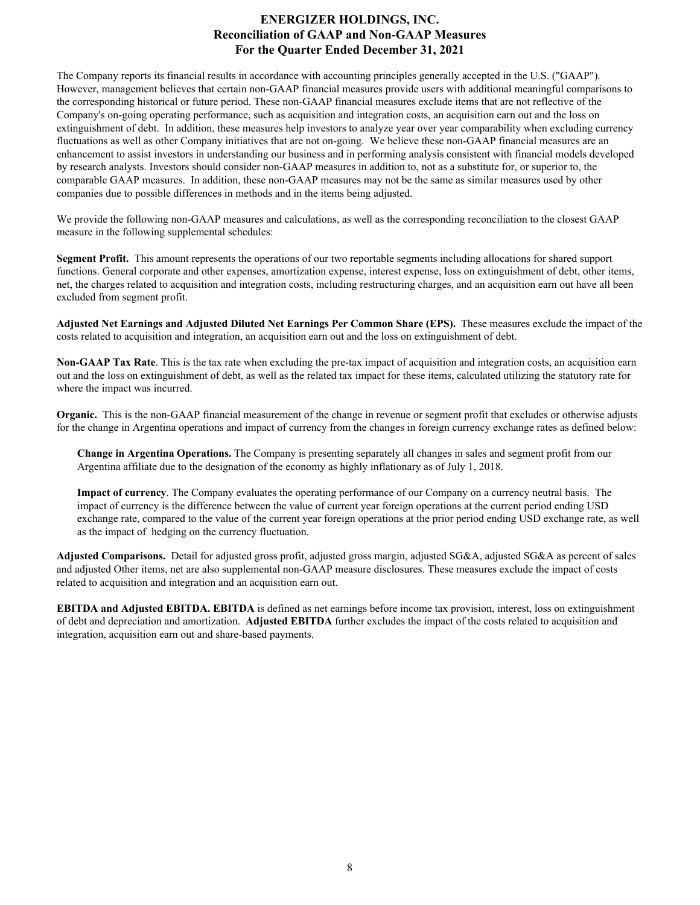# ENERGIZER HOLDINGS, INC.
## Reconciliation of GAAP and Non-GAAP Measures
## For the Quarter Ended December 31, 2021

The Company reports its financial results in accordance with accounting principles generally accepted in the U.S. ("GAAP"). However, management believes that certain non-GAAP financial measures provide users with additional meaningful comparisons to the corresponding historical or future period. These non-GAAP financial measures exclude items that are not reflective of the Company's on-going operating performance, such as acquisition and integration costs, an acquisition earn out and the loss on extinguishment of debt. In addition, these measures help investors to analyze year over year comparability when excluding currency fluctuations as well as other Company initiatives that are not on-going. We believe these non-GAAP financial measures are an enhancement to assist investors in understanding our business and in performing analysis consistent with financial models developed by research analysts. Investors should consider non-GAAP measures in addition to, not as a substitute for, or superior to, the comparable GAAP measures. In addition, these non-GAAP measures may not be the same as similar measures used by other companies due to possible differences in methods and in the items being adjusted.

We provide the following non-GAAP measures and calculations, as well as the corresponding reconciliation to the closest GAAP measure in the following supplemental schedules:

**Segment Profit.** This amount represents the operations of our two reportable segments including allocations for shared support functions. General corporate and other expenses, amortization expense, interest expense, loss on extinguishment of debt, other items, net, the charges related to acquisition and integration costs, including restructuring charges, and an acquisition earn out have all been excluded from segment profit.

**Adjusted Net Earnings and Adjusted Diluted Net Earnings Per Common Share (EPS).** These measures exclude the impact of the costs related to acquisition and integration, an acquisition earn out and the loss on extinguishment of debt.

**Non-GAAP Tax Rate**. This is the tax rate when excluding the pre-tax impact of acquisition and integration costs, an acquisition earn out and the loss on extinguishment of debt, as well as the related tax impact for these items, calculated utilizing the statutory rate for where the impact was incurred.

**Organic.** This is the non-GAAP financial measurement of the change in revenue or segment profit that excludes or otherwise adjusts for the change in Argentina operations and impact of currency from the changes in foreign currency exchange rates as defined below:

> **Change in Argentina Operations.** The Company is presenting separately all changes in sales and segment profit from our Argentina affiliate due to the designation of the economy as highly inflationary as of July 1, 2018.
>
> **Impact of currency**. The Company evaluates the operating performance of our Company on a currency neutral basis. The impact of currency is the difference between the value of current year foreign operations at the current period ending USD exchange rate, compared to the value of the current year foreign operations at the prior period ending USD exchange rate, as well as the impact of hedging on the currency fluctuation.

**Adjusted Comparisons.** Detail for adjusted gross profit, adjusted gross margin, adjusted SG&A, adjusted SG&A as percent of sales and adjusted Other items, net are also supplemental non-GAAP measure disclosures. These measures exclude the impact of costs related to acquisition and integration and an acquisition earn out.

**EBITDA and Adjusted EBITDA. EBITDA** is defined as net earnings before income tax provision, interest, loss on extinguishment of debt and depreciation and amortization. **Adjusted EBITDA** further excludes the impact of the costs related to acquisition and integration, acquisition earn out and share-based payments.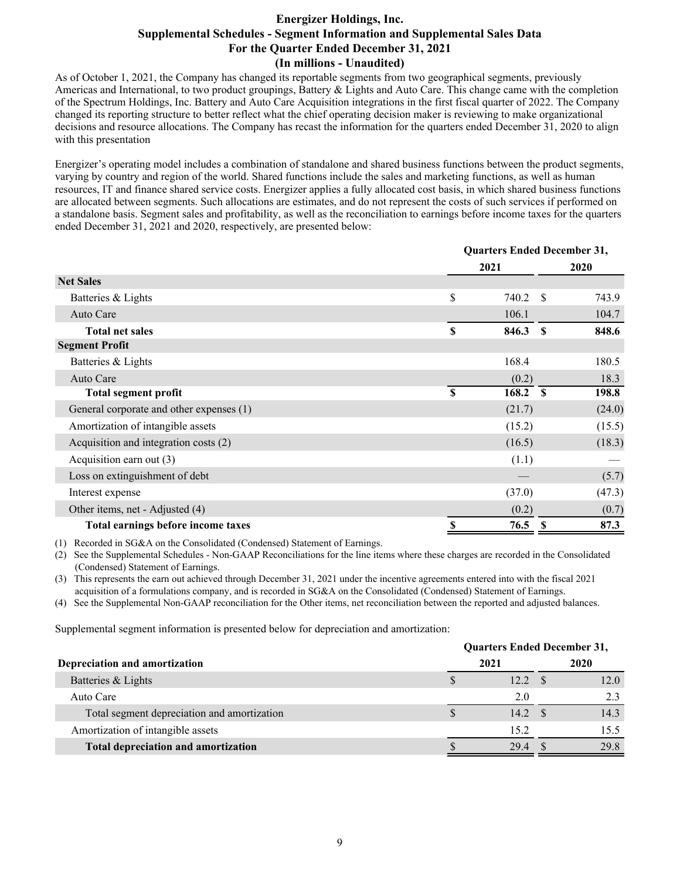# Energizer Holdings, Inc.
## Supplemental Schedules - Segment Information and Supplemental Sales Data
## For the Quarter Ended December 31, 2021
## (In millions - Unaudited)

As of October 1, 2021, the Company has changed its reportable segments from two geographical segments, previously Americas and International, to two product groupings, Battery & Lights and Auto Care. This change came with the completion of the Spectrum Holdings, Inc. Battery and Auto Care Acquisition integrations in the first fiscal quarter of 2022. The Company changed its reporting structure to better reflect what the chief operating decision maker is reviewing to make organizational decisions and resource allocations. The Company has recast the information for the quarters ended December 31, 2020 to align with this presentation

Energizer's operating model includes a combination of standalone and shared business functions between the product segments, varying by country and region of the world. Shared functions include the sales and marketing functions, as well as human resources, IT and finance shared service costs. Energizer applies a fully allocated cost basis, in which shared business functions are allocated between segments. Such allocations are estimates, and do not represent the costs of such services if performed on a standalone basis. Segment sales and profitability, as well as the reconciliation to earnings before income taxes for the quarters ended December 31, 2021 and 2020, respectively, are presented below:

| | Quarters Ended December 31, | |
|---|---|---|
| | 2021 | 2020 |
| **Net Sales** | | |
| Batteries & Lights | $ 740.2 | $ 743.9 |
| Auto Care | 106.1 | 104.7 |
| **Total net sales** | **$ 846.3** | **$ 848.6** |
| **Segment Profit** | | |
| Batteries & Lights | 168.4 | 180.5 |
| Auto Care | (0.2) | 18.3 |
| **Total segment profit** | **$ 168.2** | **$ 198.8** |
| General corporate and other expenses (1) | (21.7) | (24.0) |
| Amortization of intangible assets | (15.2) | (15.5) |
| Acquisition and integration costs (2) | (16.5) | (18.3) |
| Acquisition earn out (3) | (1.1) | — |
| Loss on extinguishment of debt | — | (5.7) |
| Interest expense | (37.0) | (47.3) |
| Other items, net - Adjusted (4) | (0.2) | (0.7) |
| **Total earnings before income taxes** | **$ 76.5** | **$ 87.3** |

(1) Recorded in SG&A on the Consolidated (Condensed) Statement of Earnings.

(2) See the Supplemental Schedules - Non-GAAP Reconciliations for the line items where these charges are recorded in the Consolidated (Condensed) Statement of Earnings.

(3) This represents the earn out achieved through December 31, 2021 under the incentive agreements entered into with the fiscal 2021 acquisition of a formulations company, and is recorded in SG&A on the Consolidated (Condensed) Statement of Earnings.

(4) See the Supplemental Non-GAAP reconciliation for the Other items, net reconciliation between the reported and adjusted balances.

Supplemental segment information is presented below for depreciation and amortization:

| | Quarters Ended December 31, | |
|---|---|---|
| **Depreciation and amortization** | 2021 | 2020 |
| Batteries & Lights | $ 12.2 | $ 12.0 |
| Auto Care | 2.0 | 2.3 |
| Total segment depreciation and amortization | $ 14.2 | $ 14.3 |
| Amortization of intangible assets | 15.2 | 15.5 |
| **Total depreciation and amortization** | $ 29.4 | $ 29.8 |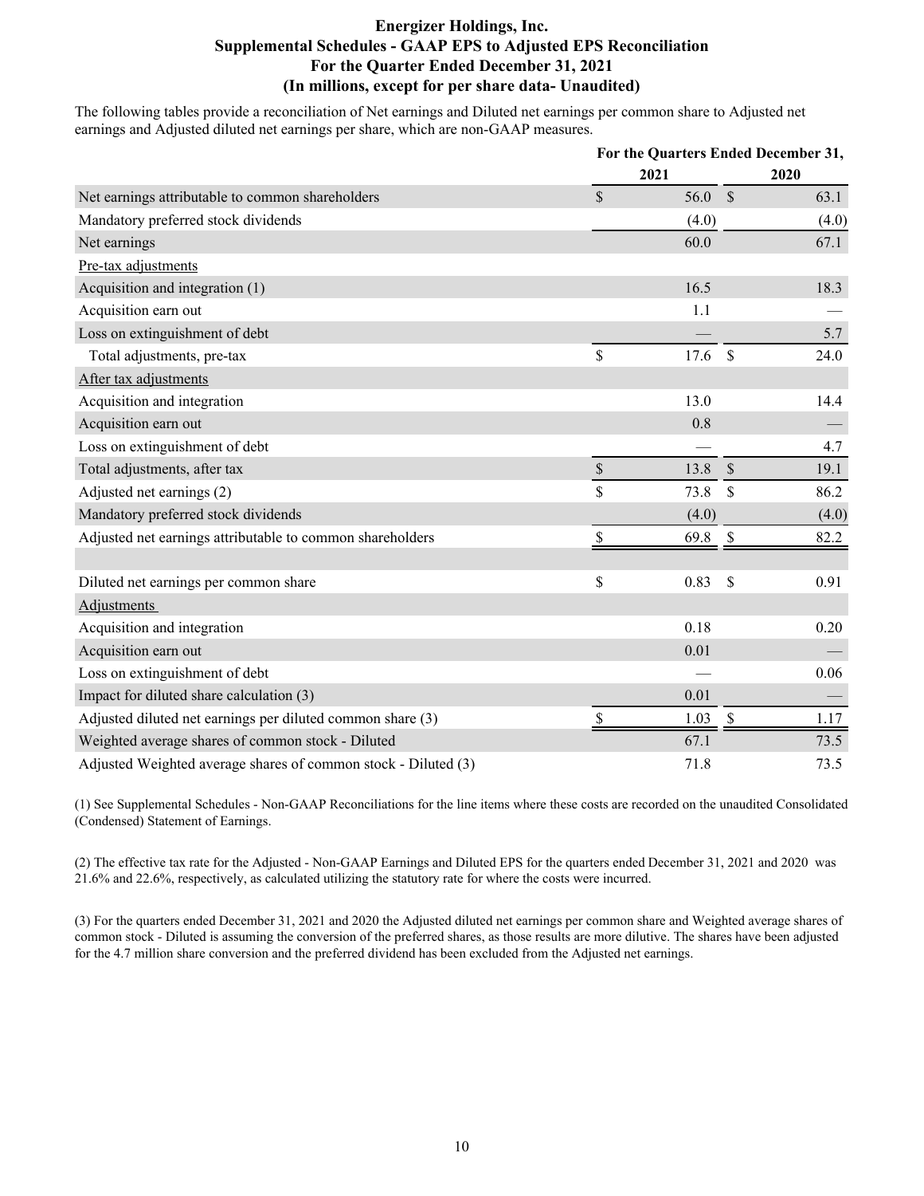# Energizer Holdings, Inc.
## Supplemental Schedules - GAAP EPS to Adjusted EPS Reconciliation
## For the Quarter Ended December 31, 2021
## (In millions, except for per share data- Unaudited)

The following tables provide a reconciliation of Net earnings and Diluted net earnings per common share to Adjusted net earnings and Adjusted diluted net earnings per share, which are non-GAAP measures.

| | For the Quarters Ended December 31, | |
|---|---|---|
| | 2021 | 2020 |
| Net earnings attributable to common shareholders | $ 56.0 | $ 63.1 |
| Mandatory preferred stock dividends | (4.0) | (4.0) |
| Net earnings | 60.0 | 67.1 |
| Pre-tax adjustments | | |
| Acquisition and integration (1) | 16.5 | 18.3 |
| Acquisition earn out | 1.1 | — |
| Loss on extinguishment of debt | — | 5.7 |
| Total adjustments, pre-tax | $ 17.6 | $ 24.0 |
| After tax adjustments | | |
| Acquisition and integration | 13.0 | 14.4 |
| Acquisition earn out | 0.8 | — |
| Loss on extinguishment of debt | — | 4.7 |
| Total adjustments, after tax | $ 13.8 | $ 19.1 |
| Adjusted net earnings (2) | $ 73.8 | $ 86.2 |
| Mandatory preferred stock dividends | (4.0) | (4.0) |
| Adjusted net earnings attributable to common shareholders | $ 69.8 | $ 82.2 |
| | | |
| Diluted net earnings per common share | $ 0.83 | $ 0.91 |
| Adjustments | | |
| Acquisition and integration | 0.18 | 0.20 |
| Acquisition earn out | 0.01 | — |
| Loss on extinguishment of debt | — | 0.06 |
| Impact for diluted share calculation (3) | 0.01 | — |
| Adjusted diluted net earnings per diluted common share (3) | $ 1.03 | $ 1.17 |
| Weighted average shares of common stock - Diluted | 67.1 | 73.5 |
| Adjusted Weighted average shares of common stock - Diluted (3) | 71.8 | 73.5 |

(1) See Supplemental Schedules - Non-GAAP Reconciliations for the line items where these costs are recorded on the unaudited Consolidated (Condensed) Statement of Earnings.

(2) The effective tax rate for the Adjusted - Non-GAAP Earnings and Diluted EPS for the quarters ended December 31, 2021 and 2020 was 21.6% and 22.6%, respectively, as calculated utilizing the statutory rate for where the costs were incurred.

(3) For the quarters ended December 31, 2021 and 2020 the Adjusted diluted net earnings per common share and Weighted average shares of common stock - Diluted is assuming the conversion of the preferred shares, as those results are more dilutive. The shares have been adjusted for the 4.7 million share conversion and the preferred dividend has been excluded from the Adjusted net earnings.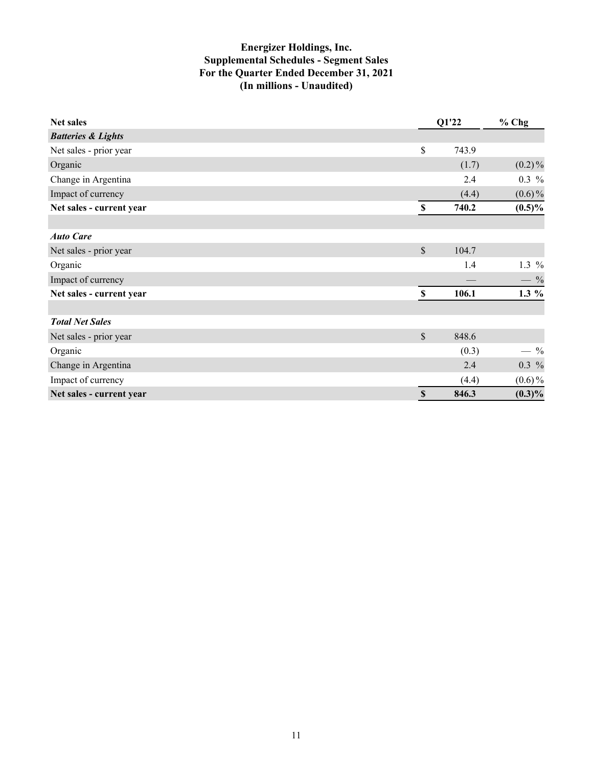# Energizer Holdings, Inc.
## Supplemental Schedules - Segment Sales
## For the Quarter Ended December 31, 2021
## (In millions - Unaudited)

| Net sales | Q1'22 | % Chg |
|---|---|---|
| ***Batteries & Lights*** | | |
| Net sales - prior year | $ 743.9 | |
| Organic | (1.7) | (0.2)% |
| Change in Argentina | 2.4 | 0.3 % |
| Impact of currency | (4.4) | (0.6)% |
| **Net sales - current year** | **$ 740.2** | **(0.5)%** |
| | | |
| ***Auto Care*** | | |
| Net sales - prior year | $ 104.7 | |
| Organic | 1.4 | 1.3 % |
| Impact of currency | — | — % |
| **Net sales - current year** | **$ 106.1** | **1.3 %** |
| | | |
| ***Total Net Sales*** | | |
| Net sales - prior year | $ 848.6 | |
| Organic | (0.3) | — % |
| Change in Argentina | 2.4 | 0.3 % |
| Impact of currency | (4.4) | (0.6)% |
| **Net sales - current year** | **$ 846.3** | **(0.3)%** |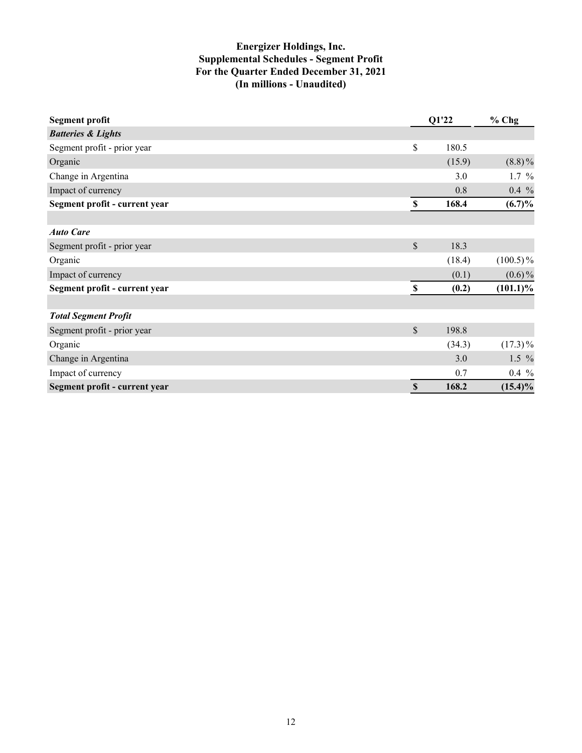# Energizer Holdings, Inc.
## Supplemental Schedules - Segment Profit
## For the Quarter Ended December 31, 2021
## (In millions - Unaudited)

| **Segment profit** | **Q1'22** | **% Chg** |
|---|---|---|
| ***Batteries & Lights*** | | |
| Segment profit - prior year | $ 180.5 | |
| Organic | (15.9) | (8.8)% |
| Change in Argentina | 3.0 | 1.7 % |
| Impact of currency | 0.8 | 0.4 % |
| **Segment profit - current year** | **$ 168.4** | **(6.7)%** |
| | | |
| ***Auto Care*** | | |
| Segment profit - prior year | $ 18.3 | |
| Organic | (18.4) | (100.5)% |
| Impact of currency | (0.1) | (0.6)% |
| **Segment profit - current year** | **$ (0.2)** | **(101.1)%** |
| | | |
| ***Total Segment Profit*** | | |
| Segment profit - prior year | $ 198.8 | |
| Organic | (34.3) | (17.3)% |
| Change in Argentina | 3.0 | 1.5 % |
| Impact of currency | 0.7 | 0.4 % |
| **Segment profit - current year** | **$ 168.2** | **(15.4)%** |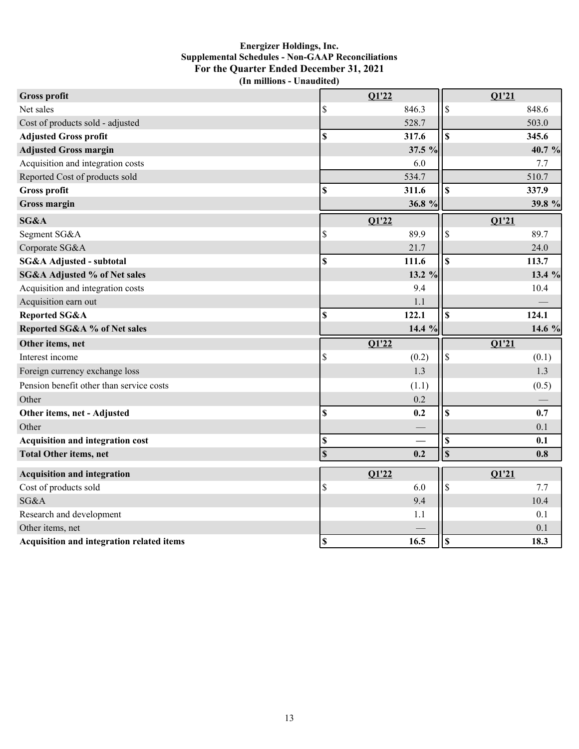**Energizer Holdings, Inc.**
**Supplemental Schedules - Non-GAAP Reconciliations**
**For the Quarter Ended December 31, 2021**
**(In millions - Unaudited)**

| **Gross profit** | Q1'22 | Q1'21 |
|---|---|---|
| Net sales | $ 846.3 | $ 848.6 |
| Cost of products sold - adjusted | 528.7 | 503.0 |
| **Adjusted Gross profit** | **$ 317.6** | **$ 345.6** |
| **Adjusted Gross margin** | **37.5 %** | **40.7 %** |
| Acquisition and integration costs | 6.0 | 7.7 |
| Reported Cost of products sold | 534.7 | 510.7 |
| **Gross profit** | **$ 311.6** | **$ 337.9** |
| **Gross margin** | **36.8 %** | **39.8 %** |

| **SG&A** | Q1'22 | Q1'21 |
|---|---|---|
| Segment SG&A | $ 89.9 | $ 89.7 |
| Corporate SG&A | 21.7 | 24.0 |
| **SG&A Adjusted - subtotal** | **$ 111.6** | **$ 113.7** |
| **SG&A Adjusted % of Net sales** | **13.2 %** | **13.4 %** |
| Acquisition and integration costs | 9.4 | 10.4 |
| Acquisition earn out | 1.1 | — |
| **Reported SG&A** | **$ 122.1** | **$ 124.1** |
| **Reported SG&A % of Net sales** | **14.4 %** | **14.6 %** |

| **Other items, net** | Q1'22 | Q1'21 |
|---|---|---|
| Interest income | $ (0.2) | $ (0.1) |
| Foreign currency exchange loss | 1.3 | 1.3 |
| Pension benefit other than service costs | (1.1) | (0.5) |
| Other | 0.2 | — |
| **Other items, net - Adjusted** | **$ 0.2** | **$ 0.7** |
| Other | — | 0.1 |
| **Acquisition and integration cost** | **$ —** | **$ 0.1** |
| **Total Other items, net** | **$ 0.2** | **$ 0.8** |

| **Acquisition and integration** | Q1'22 | Q1'21 |
|---|---|---|
| Cost of products sold | $ 6.0 | $ 7.7 |
| SG&A | 9.4 | 10.4 |
| Research and development | 1.1 | 0.1 |
| Other items, net | — | 0.1 |
| **Acquisition and integration related items** | **$ 16.5** | **$ 18.3** |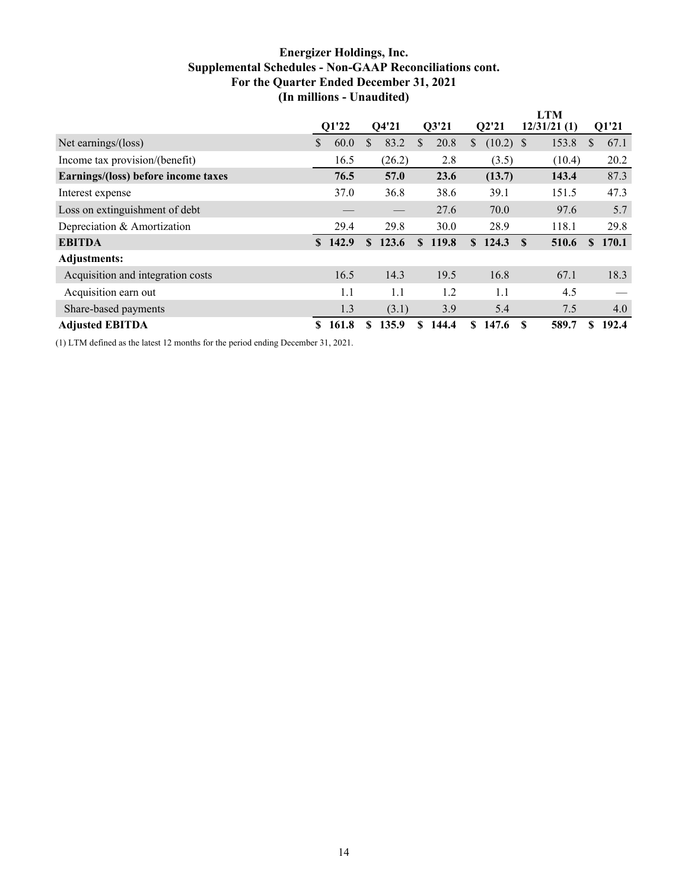# Energizer Holdings, Inc.
## Supplemental Schedules - Non-GAAP Reconciliations cont.
## For the Quarter Ended December 31, 2021
## (In millions - Unaudited)

| | Q1'22 | Q4'21 | Q3'21 | Q2'21 | LTM 12/31/21 (1) | Q1'21 |
|---|---|---|---|---|---|---|
| Net earnings/(loss) | $ 60.0 | $ 83.2 | $ 20.8 | $ (10.2) | $ 153.8 | $ 67.1 |
| Income tax provision/(benefit) | 16.5 | (26.2) | 2.8 | (3.5) | (10.4) | 20.2 |
| **Earnings/(loss) before income taxes** | **76.5** | **57.0** | **23.6** | **(13.7)** | **143.4** | **87.3** |
| Interest expense | 37.0 | 36.8 | 38.6 | 39.1 | 151.5 | 47.3 |
| Loss on extinguishment of debt | — | — | 27.6 | 70.0 | 97.6 | 5.7 |
| Depreciation & Amortization | 29.4 | 29.8 | 30.0 | 28.9 | 118.1 | 29.8 |
| **EBITDA** | **$ 142.9** | **$ 123.6** | **$ 119.8** | **$ 124.3** | **$ 510.6** | **$ 170.1** |
| **Adjustments:** | | | | | | |
| Acquisition and integration costs | 16.5 | 14.3 | 19.5 | 16.8 | 67.1 | 18.3 |
| Acquisition earn out | 1.1 | 1.1 | 1.2 | 1.1 | 4.5 | — |
| Share-based payments | 1.3 | (3.1) | 3.9 | 5.4 | 7.5 | 4.0 |
| **Adjusted EBITDA** | **$ 161.8** | **$ 135.9** | **$ 144.4** | **$ 147.6** | **$ 589.7** | **$ 192.4** |

(1) LTM defined as the latest 12 months for the period ending December 31, 2021.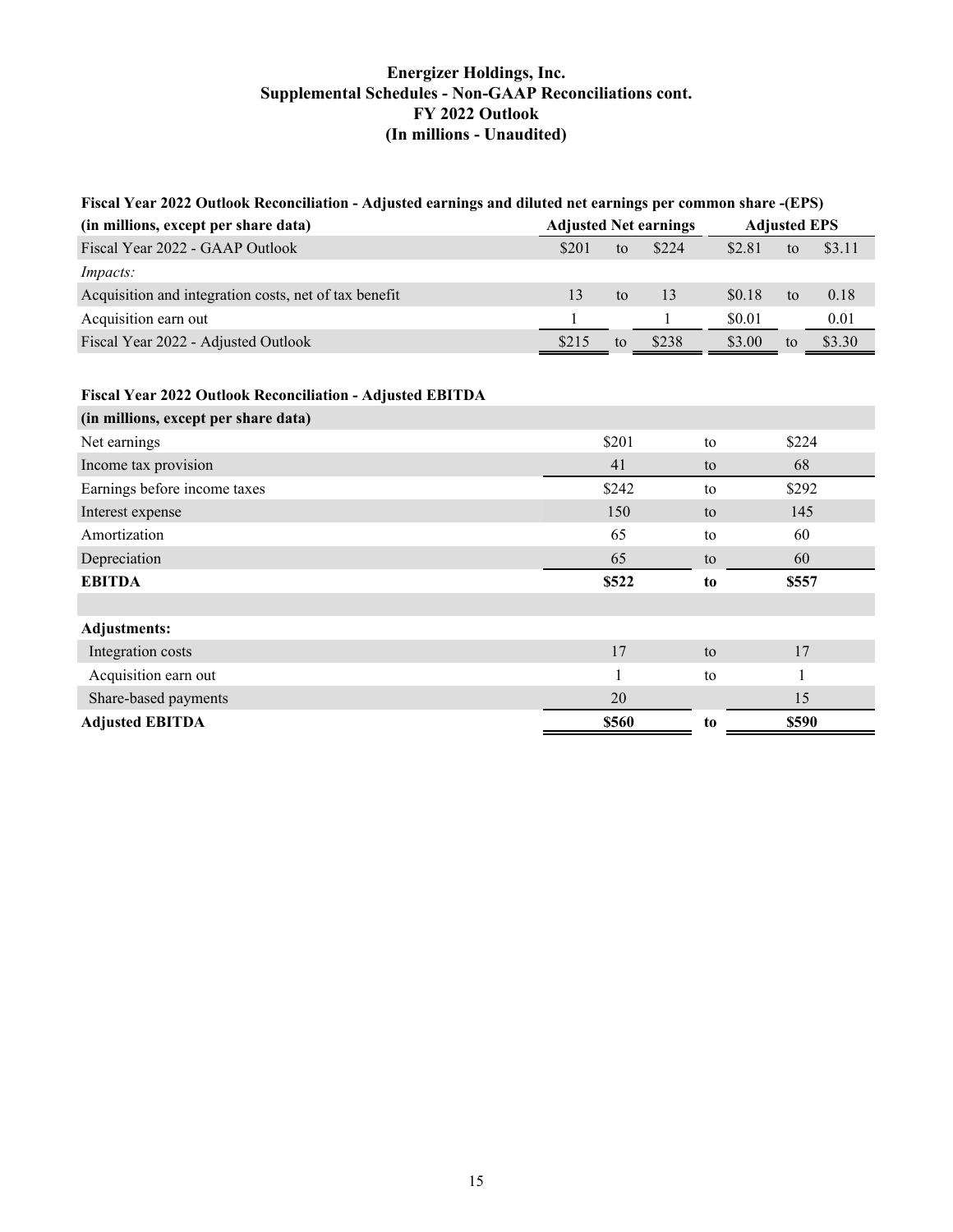# Energizer Holdings, Inc.
## Supplemental Schedules - Non-GAAP Reconciliations cont.
## FY 2022 Outlook
## (In millions - Unaudited)

**Fiscal Year 2022 Outlook Reconciliation - Adjusted earnings and diluted net earnings per common share -(EPS)**

| (in millions, except per share data) | Adjusted Net earnings | | | Adjusted EPS | | |
|---|---|---|---|---|---|---|
| Fiscal Year 2022 - GAAP Outlook | $201 | to | $224 | $2.81 | to | $3.11 |
| *Impacts:* | | | | | | |
| Acquisition and integration costs, net of tax benefit | 13 | to | 13 | $0.18 | to | 0.18 |
| Acquisition earn out | 1 | | 1 | $0.01 | | 0.01 |
| Fiscal Year 2022 - Adjusted Outlook | $215 | to | $238 | $3.00 | to | $3.30 |

**Fiscal Year 2022 Outlook Reconciliation - Adjusted EBITDA**

| (in millions, except per share data) | | | |
|---|---|---|---|
| Net earnings | $201 | to | $224 |
| Income tax provision | 41 | to | 68 |
| Earnings before income taxes | $242 | to | $292 |
| Interest expense | 150 | to | 145 |
| Amortization | 65 | to | 60 |
| Depreciation | 65 | to | 60 |
| **EBITDA** | **$522** | **to** | **$557** |
| | | | |
| **Adjustments:** | | | |
| Integration costs | 17 | to | 17 |
| Acquisition earn out | 1 | to | 1 |
| Share-based payments | 20 | | 15 |
| **Adjusted EBITDA** | **$560** | **to** | **$590** |